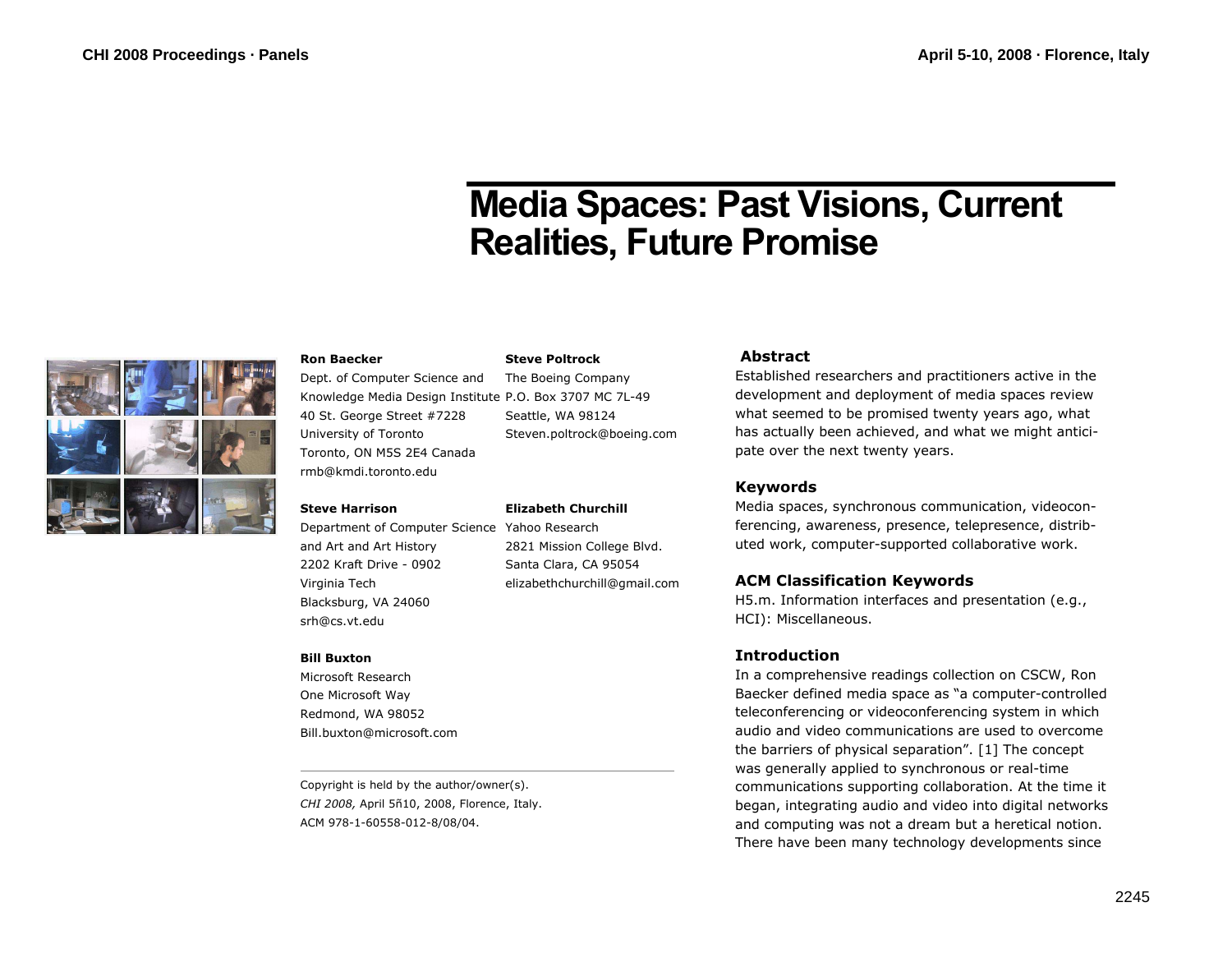# Media Spaces: Past Visions, Current Realities, Future Promise

**Ron Baecker**
Dept. of Computer Science and
Knowledge Media Design Institute
40 St. George Street #7228
University of Toronto
Toronto, ON M5S 2E4 Canada
rmb@kmdi.toronto.edu

**Steve Poltrock**
The Boeing Company
P.O. Box 3707 MC 7L-49
Seattle, WA 98124
Steven.poltrock@boeing.com

**Steve Harrison**
Department of Computer Science
and Art and Art History
2202 Kraft Drive - 0902
Virginia Tech
Blacksburg, VA 24060
srh@cs.vt.edu

**Elizabeth Churchill**
Yahoo Research
2821 Mission College Blvd.
Santa Clara, CA 95054
elizabethchurchill@gmail.com

**Bill Buxton**
Microsoft Research
One Microsoft Way
Redmond, WA 98052
Bill.buxton@microsoft.com

Copyright is held by the author/owner(s).
*CHI 2008,* April 5ñ10, 2008, Florence, Italy.
ACM 978-1-60558-012-8/08/04.

## Abstract

Established researchers and practitioners active in the development and deployment of media spaces review what seemed to be promised twenty years ago, what has actually been achieved, and what we might anticipate over the next twenty years.

## Keywords

Media spaces, synchronous communication, videoconferencing, awareness, presence, telepresence, distributed work, computer-supported collaborative work.

## ACM Classification Keywords

H5.m. Information interfaces and presentation (e.g., HCI): Miscellaneous.

## Introduction

In a comprehensive readings collection on CSCW, Ron Baecker defined media space as "a computer-controlled teleconferencing or videoconferencing system in which audio and video communications are used to overcome the barriers of physical separation". [1] The concept was generally applied to synchronous or real-time communications supporting collaboration. At the time it began, integrating audio and video into digital networks and computing was not a dream but a heretical notion. There have been many technology developments since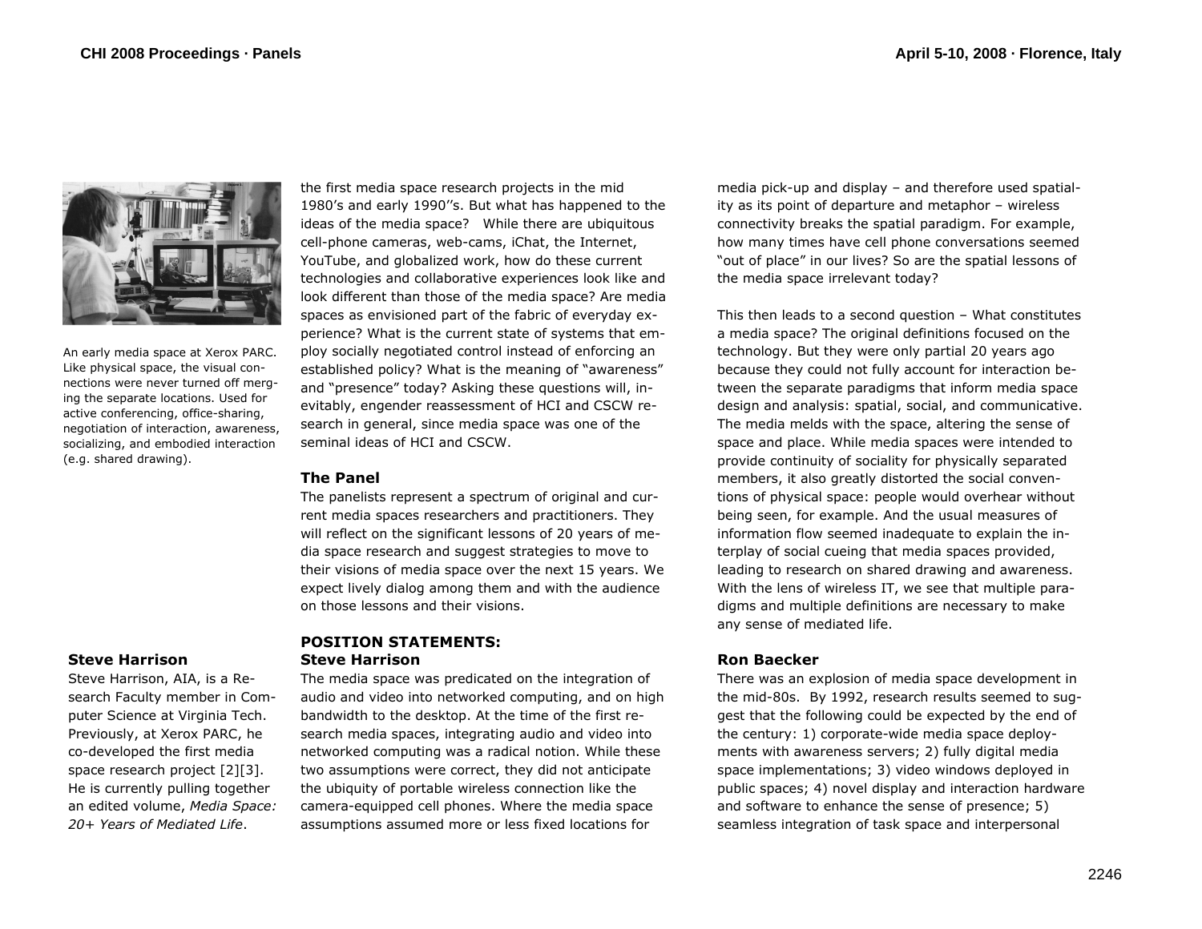An early media space at Xerox PARC. Like physical space, the visual connections were never turned off merging the separate locations. Used for active conferencing, office-sharing, negotiation of interaction, awareness, socializing, and embodied interaction (e.g. shared drawing).

the first media space research projects in the mid 1980's and early 1990''s. But what has happened to the ideas of the media space? While there are ubiquitous cell-phone cameras, web-cams, iChat, the Internet, YouTube, and globalized work, how do these current technologies and collaborative experiences look like and look different than those of the media space? Are media spaces as envisioned part of the fabric of everyday experience? What is the current state of systems that employ socially negotiated control instead of enforcing an established policy? What is the meaning of "awareness" and "presence" today? Asking these questions will, inevitably, engender reassessment of HCI and CSCW research in general, since media space was one of the seminal ideas of HCI and CSCW.

## The Panel

The panelists represent a spectrum of original and current media spaces researchers and practitioners. They will reflect on the significant lessons of 20 years of media space research and suggest strategies to move to their visions of media space over the next 15 years. We expect lively dialog among them and with the audience on those lessons and their visions.

### Steve Harrison

Steve Harrison, AIA, is a Research Faculty member in Computer Science at Virginia Tech. Previously, at Xerox PARC, he co-developed the first media space research project [2][3]. He is currently pulling together an edited volume, *Media Space: 20+ Years of Mediated Life*.

## POSITION STATEMENTS:

### Steve Harrison

The media space was predicated on the integration of audio and video into networked computing, and on high bandwidth to the desktop. At the time of the first research media spaces, integrating audio and video into networked computing was a radical notion. While these two assumptions were correct, they did not anticipate the ubiquity of portable wireless connection like the camera-equipped cell phones. Where the media space assumptions assumed more or less fixed locations for media pick-up and display – and therefore used spatiality as its point of departure and metaphor – wireless connectivity breaks the spatial paradigm. For example, how many times have cell phone conversations seemed "out of place" in our lives? So are the spatial lessons of the media space irrelevant today?

This then leads to a second question – What constitutes a media space? The original definitions focused on the technology. But they were only partial 20 years ago because they could not fully account for interaction between the separate paradigms that inform media space design and analysis: spatial, social, and communicative. The media melds with the space, altering the sense of space and place. While media spaces were intended to provide continuity of sociality for physically separated members, it also greatly distorted the social conventions of physical space: people would overhear without being seen, for example. And the usual measures of information flow seemed inadequate to explain the interplay of social cueing that media spaces provided, leading to research on shared drawing and awareness. With the lens of wireless IT, we see that multiple paradigms and multiple definitions are necessary to make any sense of mediated life.

### Ron Baecker

There was an explosion of media space development in the mid-80s. By 1992, research results seemed to suggest that the following could be expected by the end of the century: 1) corporate-wide media space deployments with awareness servers; 2) fully digital media space implementations; 3) video windows deployed in public spaces; 4) novel display and interaction hardware and software to enhance the sense of presence; 5) seamless integration of task space and interpersonal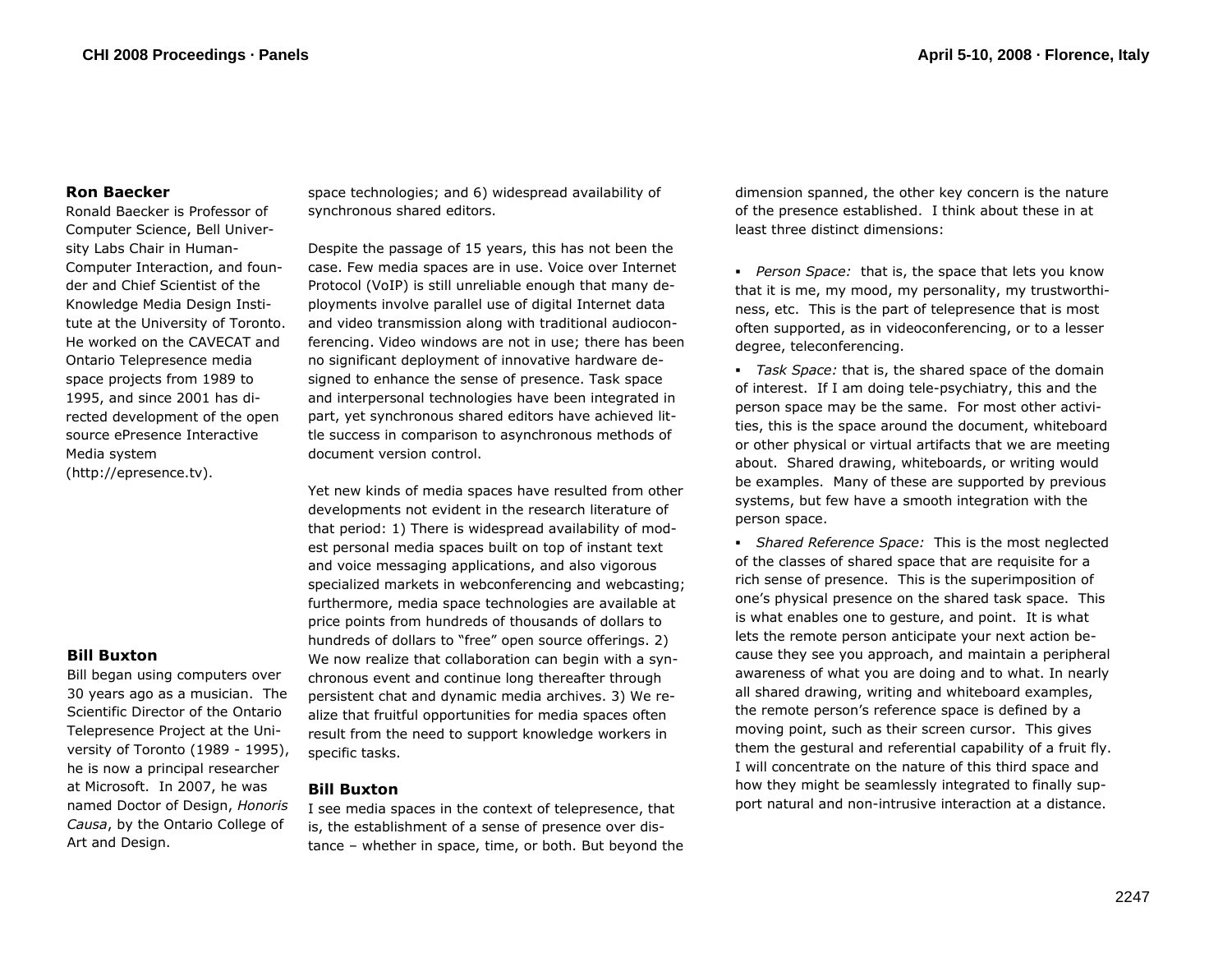### Ron Baecker

Ronald Baecker is Professor of Computer Science, Bell University Labs Chair in Human-Computer Interaction, and founder and Chief Scientist of the Knowledge Media Design Institute at the University of Toronto. He worked on the CAVECAT and Ontario Telepresence media space projects from 1989 to 1995, and since 2001 has directed development of the open source ePresence Interactive Media system (http://epresence.tv).

### Bill Buxton

Bill began using computers over 30 years ago as a musician. The Scientific Director of the Ontario Telepresence Project at the University of Toronto (1989 - 1995), he is now a principal researcher at Microsoft. In 2007, he was named Doctor of Design, *Honoris Causa*, by the Ontario College of Art and Design.

space technologies; and 6) widespread availability of synchronous shared editors.

Despite the passage of 15 years, this has not been the case. Few media spaces are in use. Voice over Internet Protocol (VoIP) is still unreliable enough that many deployments involve parallel use of digital Internet data and video transmission along with traditional audioconferencing. Video windows are not in use; there has been no significant deployment of innovative hardware designed to enhance the sense of presence. Task space and interpersonal technologies have been integrated in part, yet synchronous shared editors have achieved little success in comparison to asynchronous methods of document version control.

Yet new kinds of media spaces have resulted from other developments not evident in the research literature of that period: 1) There is widespread availability of modest personal media spaces built on top of instant text and voice messaging applications, and also vigorous specialized markets in webconferencing and webcasting; furthermore, media space technologies are available at price points from hundreds of thousands of dollars to hundreds of dollars to "free" open source offerings. 2) We now realize that collaboration can begin with a synchronous event and continue long thereafter through persistent chat and dynamic media archives. 3) We realize that fruitful opportunities for media spaces often result from the need to support knowledge workers in specific tasks.

### Bill Buxton

I see media spaces in the context of telepresence, that is, the establishment of a sense of presence over distance – whether in space, time, or both. But beyond the dimension spanned, the other key concern is the nature of the presence established. I think about these in at least three distinct dimensions:

- *Person Space:* that is, the space that lets you know that it is me, my mood, my personality, my trustworthiness, etc. This is the part of telepresence that is most often supported, as in videoconferencing, or to a lesser degree, teleconferencing.
- *Task Space:* that is, the shared space of the domain of interest. If I am doing tele-psychiatry, this and the person space may be the same. For most other activities, this is the space around the document, whiteboard or other physical or virtual artifacts that we are meeting about. Shared drawing, whiteboards, or writing would be examples. Many of these are supported by previous systems, but few have a smooth integration with the person space.
- *Shared Reference Space:* This is the most neglected of the classes of shared space that are requisite for a rich sense of presence. This is the superimposition of one's physical presence on the shared task space. This is what enables one to gesture, and point. It is what lets the remote person anticipate your next action because they see you approach, and maintain a peripheral awareness of what you are doing and to what. In nearly all shared drawing, writing and whiteboard examples, the remote person's reference space is defined by a moving point, such as their screen cursor. This gives them the gestural and referential capability of a fruit fly. I will concentrate on the nature of this third space and how they might be seamlessly integrated to finally support natural and non-intrusive interaction at a distance.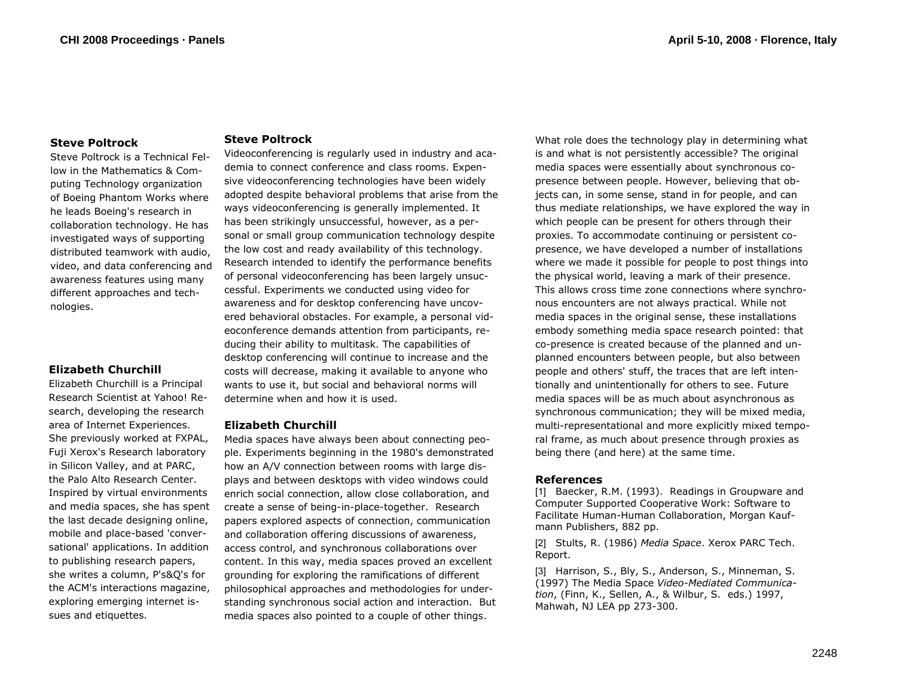**Steve Poltrock**

Steve Poltrock is a Technical Fellow in the Mathematics & Computing Technology organization of Boeing Phantom Works where he leads Boeing's research in collaboration technology. He has investigated ways of supporting distributed teamwork with audio, video, and data conferencing and awareness features using many different approaches and technologies.

**Elizabeth Churchill**

Elizabeth Churchill is a Principal Research Scientist at Yahoo! Research, developing the research area of Internet Experiences. She previously worked at FXPAL, Fuji Xerox's Research laboratory in Silicon Valley, and at PARC, the Palo Alto Research Center. Inspired by virtual environments and media spaces, she has spent the last decade designing online, mobile and place-based 'conversational' applications. In addition to publishing research papers, she writes a column, P's&Q's for the ACM's interactions magazine, exploring emerging internet issues and etiquettes.

### Steve Poltrock

Videoconferencing is regularly used in industry and academia to connect conference and class rooms. Expensive videoconferencing technologies have been widely adopted despite behavioral problems that arise from the ways videoconferencing is generally implemented. It has been strikingly unsuccessful, however, as a personal or small group communication technology despite the low cost and ready availability of this technology. Research intended to identify the performance benefits of personal videoconferencing has been largely unsuccessful. Experiments we conducted using video for awareness and for desktop conferencing have uncovered behavioral obstacles. For example, a personal videoconference demands attention from participants, reducing their ability to multitask. The capabilities of desktop conferencing will continue to increase and the costs will decrease, making it available to anyone who wants to use it, but social and behavioral norms will determine when and how it is used.

### Elizabeth Churchill

Media spaces have always been about connecting people. Experiments beginning in the 1980's demonstrated how an A/V connection between rooms with large displays and between desktops with video windows could enrich social connection, allow close collaboration, and create a sense of being-in-place-together. Research papers explored aspects of connection, communication and collaboration offering discussions of awareness, access control, and synchronous collaborations over content. In this way, media spaces proved an excellent grounding for exploring the ramifications of different philosophical approaches and methodologies for understanding synchronous social action and interaction. But media spaces also pointed to a couple of other things. What role does the technology play in determining what is and what is not persistently accessible? The original media spaces were essentially about synchronous co-presence between people. However, believing that objects can, in some sense, stand in for people, and can thus mediate relationships, we have explored the way in which people can be present for others through their proxies. To accommodate continuing or persistent co-presence, we have developed a number of installations where we made it possible for people to post things into the physical world, leaving a mark of their presence. This allows cross time zone connections where synchronous encounters are not always practical. While not media spaces in the original sense, these installations embody something media space research pointed: that co-presence is created because of the planned and unplanned encounters between people, but also between people and others' stuff, the traces that are left intentionally and unintentionally for others to see. Future media spaces will be as much about asynchronous as synchronous communication; they will be mixed media, multi-representational and more explicitly mixed temporal frame, as much about presence through proxies as being there (and here) at the same time.

### References

[1] Baecker, R.M. (1993). Readings in Groupware and Computer Supported Cooperative Work: Software to Facilitate Human-Human Collaboration, Morgan Kaufmann Publishers, 882 pp.

[2] Stults, R. (1986) *Media Space*. Xerox PARC Tech. Report.

[3] Harrison, S., Bly, S., Anderson, S., Minneman, S. (1997) The Media Space *Video-Mediated Communication*, (Finn, K., Sellen, A., & Wilbur, S. eds.) 1997, Mahwah, NJ LEA pp 273-300.